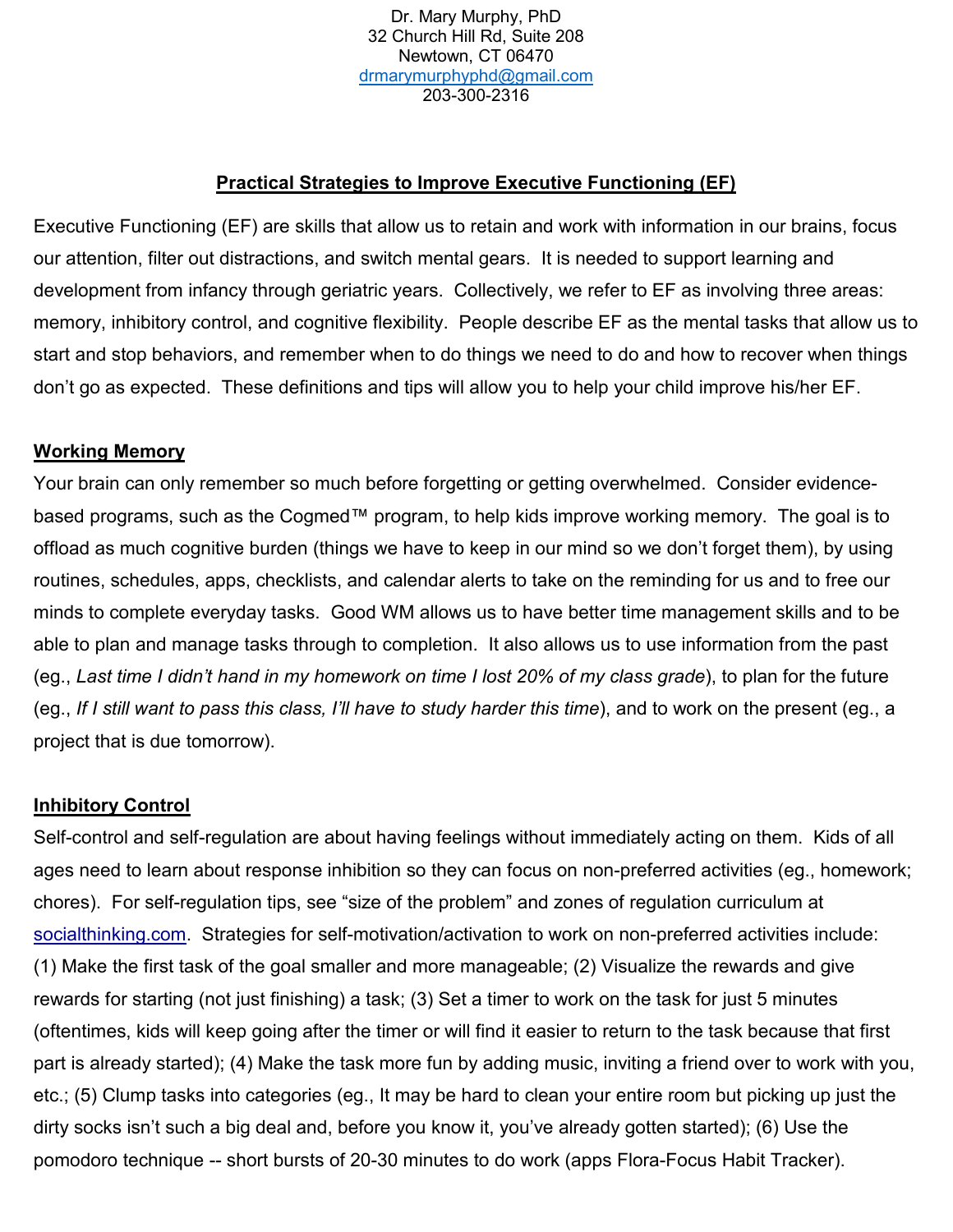Dr. Mary Murphy, PhD
32 Church Hill Rd, Suite 208
Newtown, CT 06470
drmarymurphyphd@gmail.com
203-300-2316

## Practical Strategies to Improve Executive Functioning (EF)

Executive Functioning (EF) are skills that allow us to retain and work with information in our brains, focus our attention, filter out distractions, and switch mental gears. It is needed to support learning and development from infancy through geriatric years. Collectively, we refer to EF as involving three areas: memory, inhibitory control, and cognitive flexibility. People describe EF as the mental tasks that allow us to start and stop behaviors, and remember when to do things we need to do and how to recover when things don't go as expected. These definitions and tips will allow you to help your child improve his/her EF.

### Working Memory

Your brain can only remember so much before forgetting or getting overwhelmed. Consider evidence-based programs, such as the Cogmed™ program, to help kids improve working memory. The goal is to offload as much cognitive burden (things we have to keep in our mind so we don't forget them), by using routines, schedules, apps, checklists, and calendar alerts to take on the reminding for us and to free our minds to complete everyday tasks. Good WM allows us to have better time management skills and to be able to plan and manage tasks through to completion. It also allows us to use information from the past (eg., *Last time I didn't hand in my homework on time I lost 20% of my class grade*), to plan for the future (eg., *If I still want to pass this class, I'll have to study harder this time*), and to work on the present (eg., a project that is due tomorrow).

### Inhibitory Control

Self-control and self-regulation are about having feelings without immediately acting on them. Kids of all ages need to learn about response inhibition so they can focus on non-preferred activities (eg., homework; chores). For self-regulation tips, see "size of the problem" and zones of regulation curriculum at socialthinking.com. Strategies for self-motivation/activation to work on non-preferred activities include: (1) Make the first task of the goal smaller and more manageable; (2) Visualize the rewards and give rewards for starting (not just finishing) a task; (3) Set a timer to work on the task for just 5 minutes (oftentimes, kids will keep going after the timer or will find it easier to return to the task because that first part is already started); (4) Make the task more fun by adding music, inviting a friend over to work with you, etc.; (5) Clump tasks into categories (eg., It may be hard to clean your entire room but picking up just the dirty socks isn't such a big deal and, before you know it, you've already gotten started); (6) Use the pomodoro technique -- short bursts of 20-30 minutes to do work (apps Flora-Focus Habit Tracker).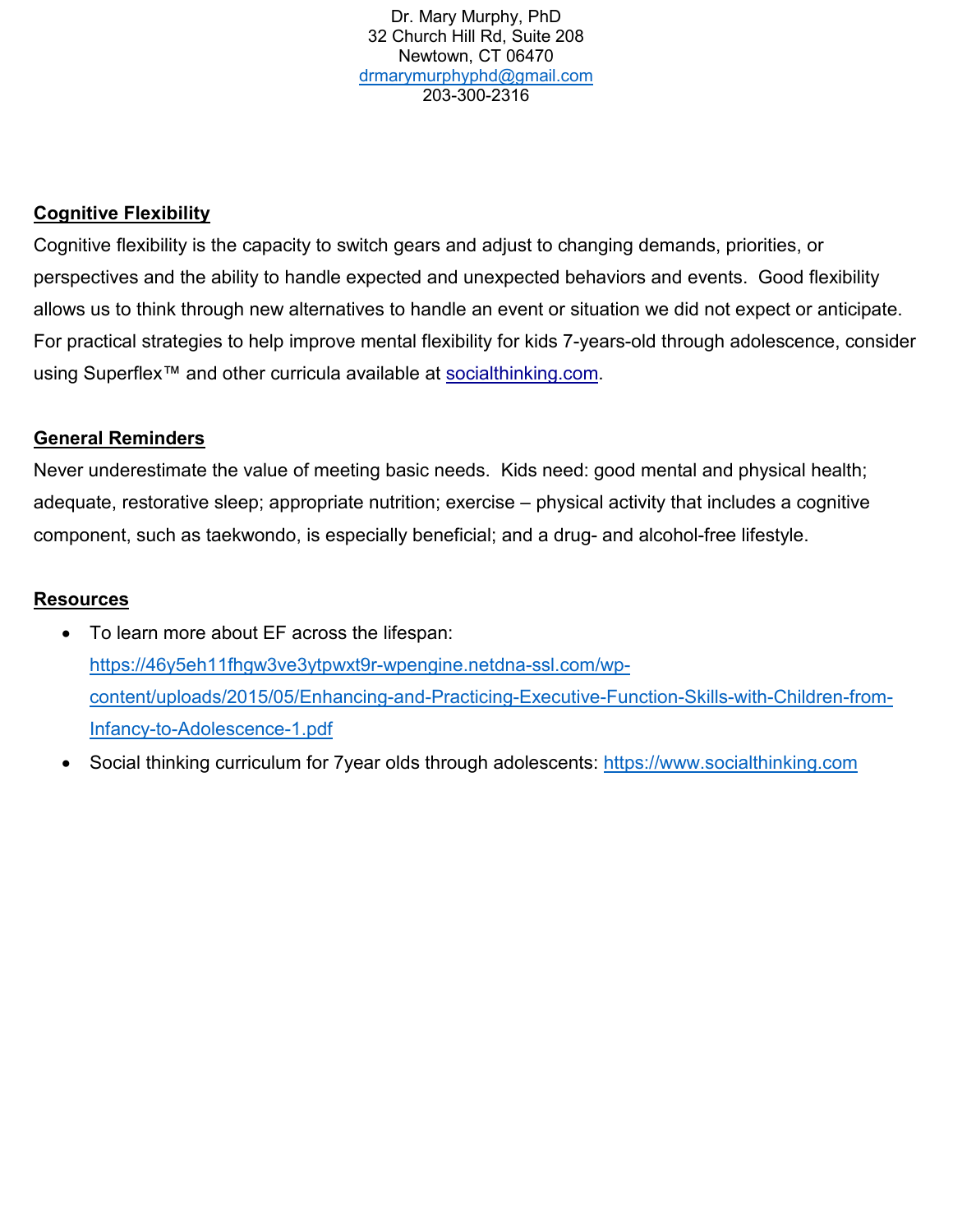Dr. Mary Murphy, PhD
32 Church Hill Rd, Suite 208
Newtown, CT 06470
drmarymurphyphd@gmail.com
203-300-2316

## Cognitive Flexibility

Cognitive flexibility is the capacity to switch gears and adjust to changing demands, priorities, or perspectives and the ability to handle expected and unexpected behaviors and events. Good flexibility allows us to think through new alternatives to handle an event or situation we did not expect or anticipate. For practical strategies to help improve mental flexibility for kids 7-years-old through adolescence, consider using Superflex™ and other curricula available at socialthinking.com.

## General Reminders

Never underestimate the value of meeting basic needs. Kids need: good mental and physical health; adequate, restorative sleep; appropriate nutrition; exercise – physical activity that includes a cognitive component, such as taekwondo, is especially beneficial; and a drug- and alcohol-free lifestyle.

## Resources

- To learn more about EF across the lifespan: https://46y5eh11fhgw3ve3ytpwxt9r-wpengine.netdna-ssl.com/wp-content/uploads/2015/05/Enhancing-and-Practicing-Executive-Function-Skills-with-Children-from-Infancy-to-Adolescence-1.pdf
- Social thinking curriculum for 7year olds through adolescents: https://www.socialthinking.com